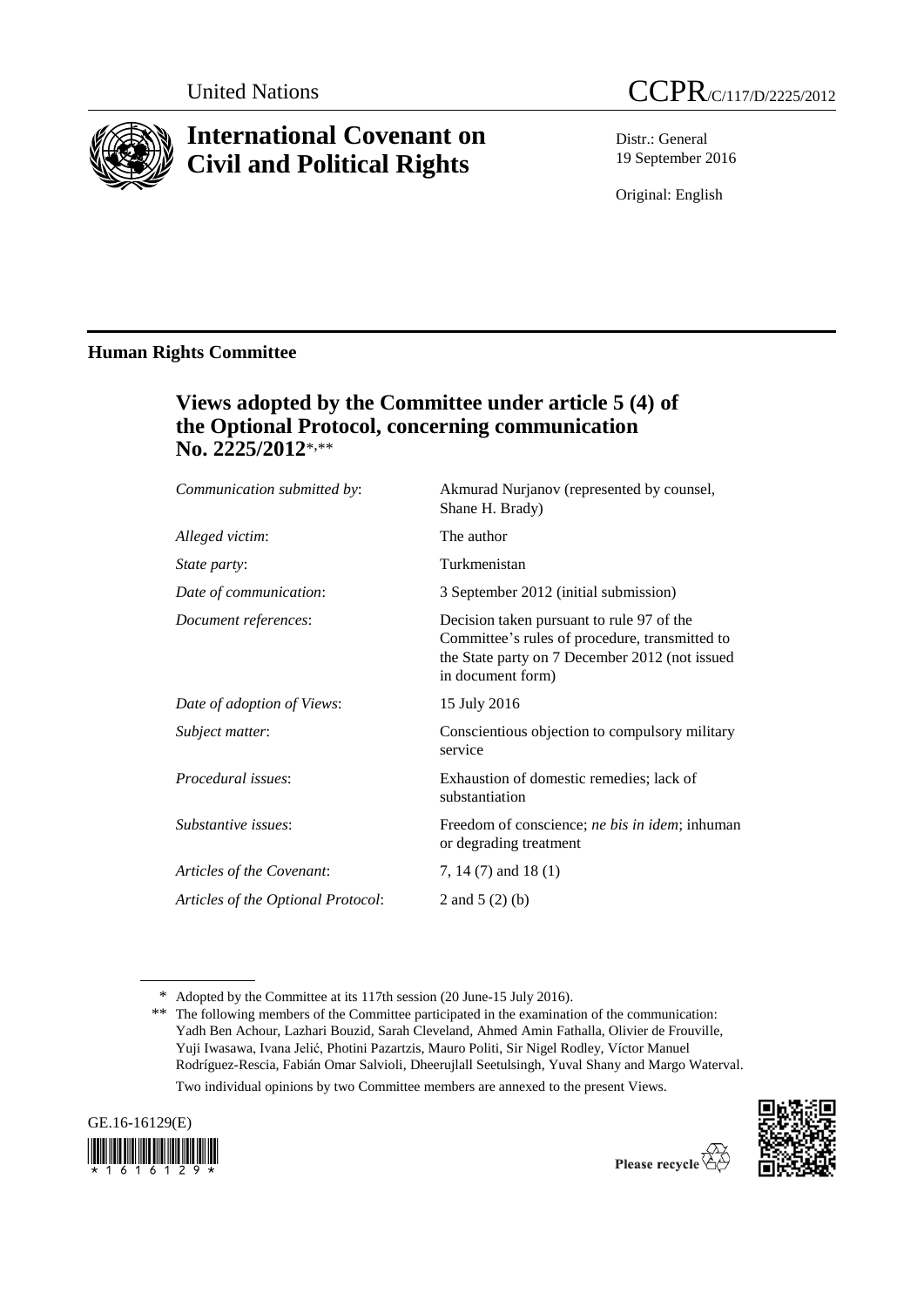United Nations

CCPR/C/117/D/2225/2012

# International Covenant on Civil and Political Rights

Distr.: General
19 September 2016

Original: English

## Human Rights Committee

### Views adopted by the Committee under article 5 (4) of the Optional Protocol, concerning communication No. 2225/2012*,**

| | |
|---|---|
| *Communication submitted by*: | Akmurad Nurjanov (represented by counsel, Shane H. Brady) |
| *Alleged victim*: | The author |
| *State party*: | Turkmenistan |
| *Date of communication*: | 3 September 2012 (initial submission) |
| *Document references*: | Decision taken pursuant to rule 97 of the Committee's rules of procedure, transmitted to the State party on 7 December 2012 (not issued in document form) |
| *Date of adoption of Views*: | 15 July 2016 |
| *Subject matter*: | Conscientious objection to compulsory military service |
| *Procedural issues*: | Exhaustion of domestic remedies; lack of substantiation |
| *Substantive issues*: | Freedom of conscience; *ne bis in idem*; inhuman or degrading treatment |
| *Articles of the Covenant*: | 7, 14 (7) and 18 (1) |
| *Articles of the Optional Protocol*: | 2 and 5 (2) (b) |

\* Adopted by the Committee at its 117th session (20 June-15 July 2016).

\*\* The following members of the Committee participated in the examination of the communication: Yadh Ben Achour, Lazhari Bouzid, Sarah Cleveland, Ahmed Amin Fathalla, Olivier de Frouville, Yuji Iwasawa, Ivana Jelić, Photini Pazartzis, Mauro Politi, Sir Nigel Rodley, Víctor Manuel Rodríguez-Rescia, Fabián Omar Salvioli, Dheerujlall Seetulsingh, Yuval Shany and Margo Waterval.

Two individual opinions by two Committee members are annexed to the present Views.

GE.16-16129(E)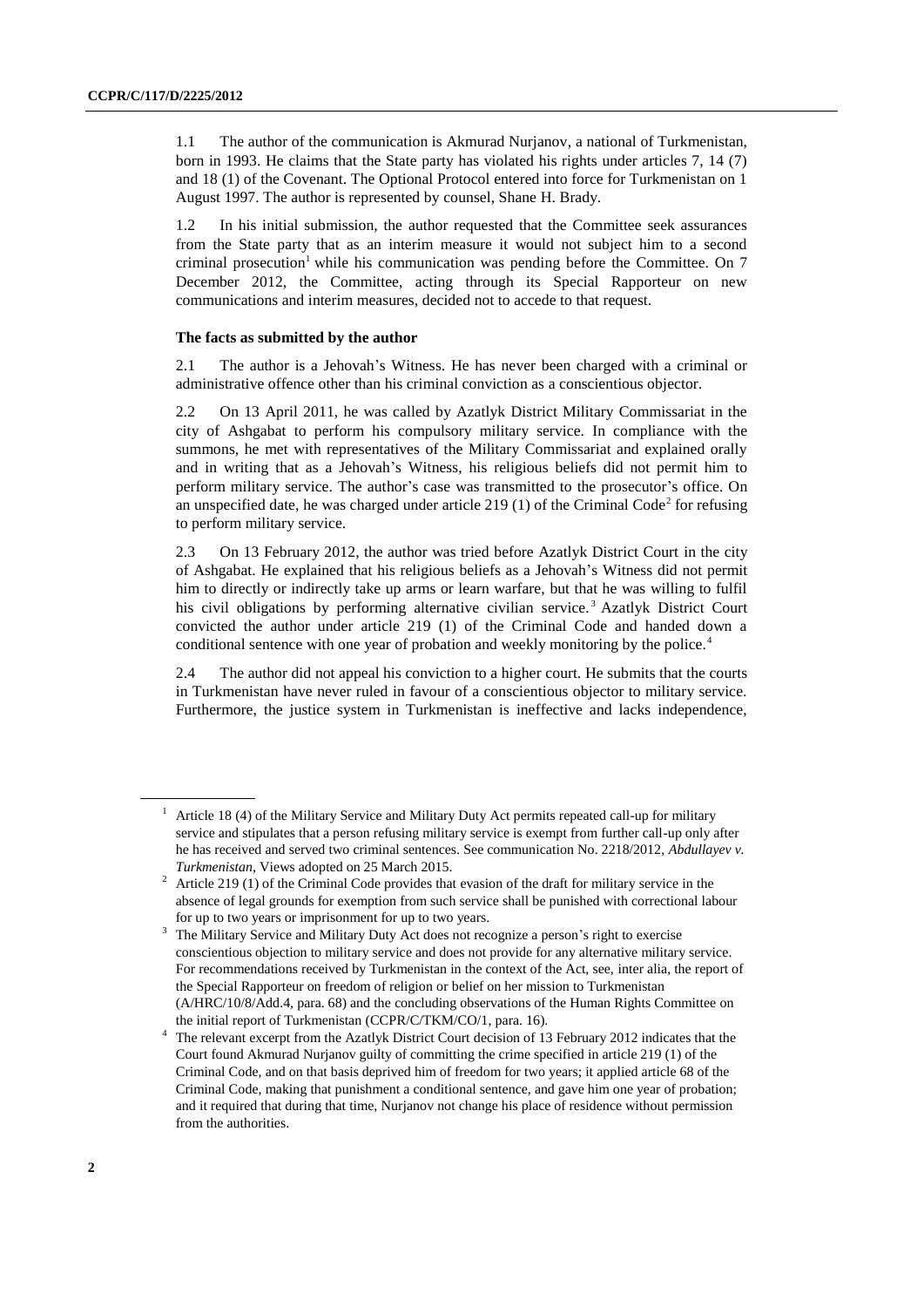1.1 The author of the communication is Akmurad Nurjanov, a national of Turkmenistan, born in 1993. He claims that the State party has violated his rights under articles 7, 14 (7) and 18 (1) of the Covenant. The Optional Protocol entered into force for Turkmenistan on 1 August 1997. The author is represented by counsel, Shane H. Brady.

1.2 In his initial submission, the author requested that the Committee seek assurances from the State party that as an interim measure it would not subject him to a second criminal prosecution[1] while his communication was pending before the Committee. On 7 December 2012, the Committee, acting through its Special Rapporteur on new communications and interim measures, decided not to accede to that request.

### The facts as submitted by the author

2.1 The author is a Jehovah's Witness. He has never been charged with a criminal or administrative offence other than his criminal conviction as a conscientious objector.

2.2 On 13 April 2011, he was called by Azatlyk District Military Commissariat in the city of Ashgabat to perform his compulsory military service. In compliance with the summons, he met with representatives of the Military Commissariat and explained orally and in writing that as a Jehovah's Witness, his religious beliefs did not permit him to perform military service. The author's case was transmitted to the prosecutor's office. On an unspecified date, he was charged under article 219 (1) of the Criminal Code[2] for refusing to perform military service.

2.3 On 13 February 2012, the author was tried before Azatlyk District Court in the city of Ashgabat. He explained that his religious beliefs as a Jehovah's Witness did not permit him to directly or indirectly take up arms or learn warfare, but that he was willing to fulfil his civil obligations by performing alternative civilian service.[3] Azatlyk District Court convicted the author under article 219 (1) of the Criminal Code and handed down a conditional sentence with one year of probation and weekly monitoring by the police.[4]

2.4 The author did not appeal his conviction to a higher court. He submits that the courts in Turkmenistan have never ruled in favour of a conscientious objector to military service. Furthermore, the justice system in Turkmenistan is ineffective and lacks independence,

---

[1] Article 18 (4) of the Military Service and Military Duty Act permits repeated call-up for military service and stipulates that a person refusing military service is exempt from further call-up only after he has received and served two criminal sentences. See communication No. 2218/2012, *Abdullayev v. Turkmenistan*, Views adopted on 25 March 2015.

[2] Article 219 (1) of the Criminal Code provides that evasion of the draft for military service in the absence of legal grounds for exemption from such service shall be punished with correctional labour for up to two years or imprisonment for up to two years.

[3] The Military Service and Military Duty Act does not recognize a person's right to exercise conscientious objection to military service and does not provide for any alternative military service. For recommendations received by Turkmenistan in the context of the Act, see, inter alia, the report of the Special Rapporteur on freedom of religion or belief on her mission to Turkmenistan (A/HRC/10/8/Add.4, para. 68) and the concluding observations of the Human Rights Committee on the initial report of Turkmenistan (CCPR/C/TKM/CO/1, para. 16).

[4] The relevant excerpt from the Azatlyk District Court decision of 13 February 2012 indicates that the Court found Akmurad Nurjanov guilty of committing the crime specified in article 219 (1) of the Criminal Code, and on that basis deprived him of freedom for two years; it applied article 68 of the Criminal Code, making that punishment a conditional sentence, and gave him one year of probation; and it required that during that time, Nurjanov not change his place of residence without permission from the authorities.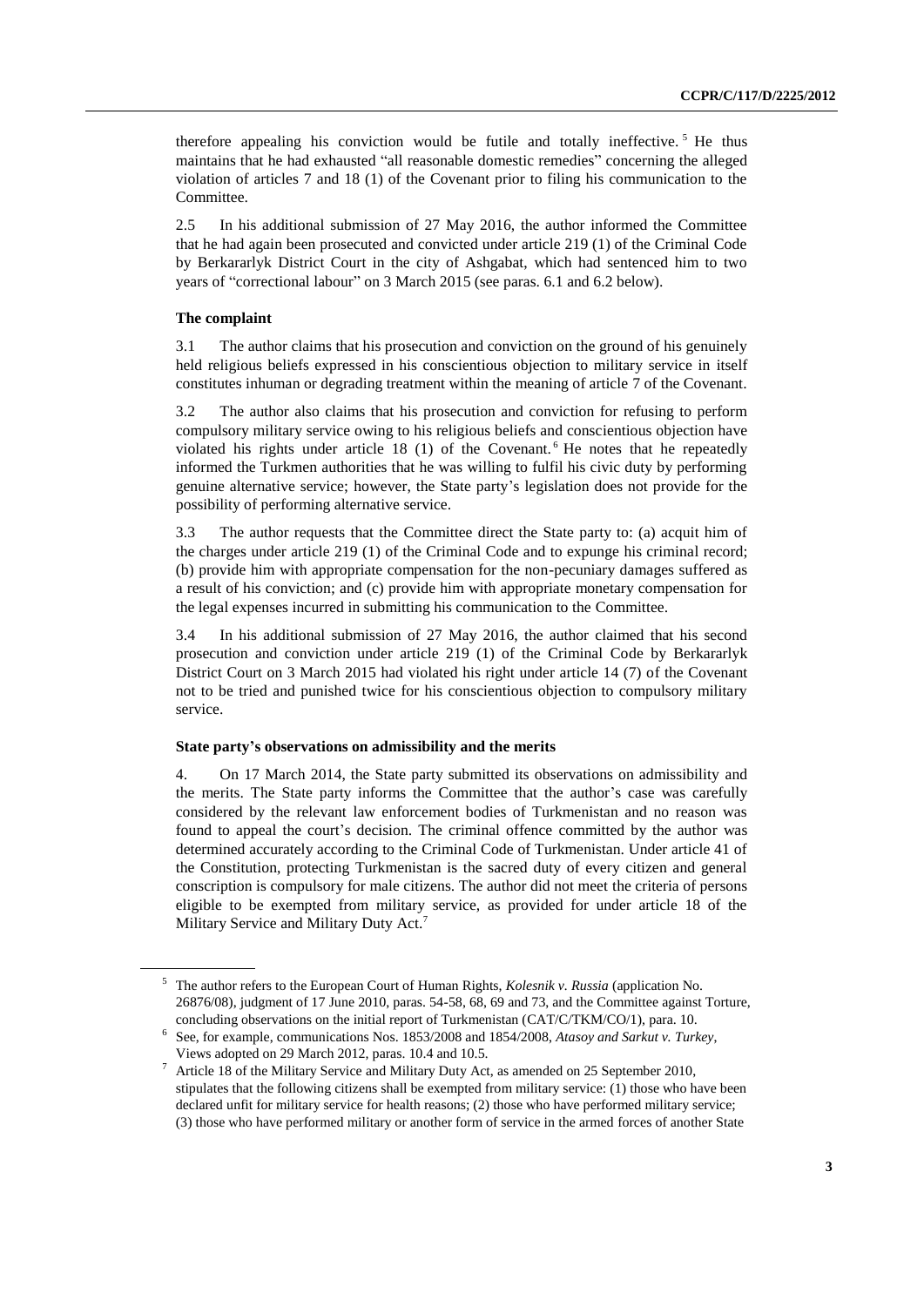therefore appealing his conviction would be futile and totally ineffective.[5] He thus maintains that he had exhausted "all reasonable domestic remedies" concerning the alleged violation of articles 7 and 18 (1) of the Covenant prior to filing his communication to the Committee.

2.5 In his additional submission of 27 May 2016, the author informed the Committee that he had again been prosecuted and convicted under article 219 (1) of the Criminal Code by Berkararlyk District Court in the city of Ashgabat, which had sentenced him to two years of "correctional labour" on 3 March 2015 (see paras. 6.1 and 6.2 below).

### The complaint

3.1 The author claims that his prosecution and conviction on the ground of his genuinely held religious beliefs expressed in his conscientious objection to military service in itself constitutes inhuman or degrading treatment within the meaning of article 7 of the Covenant.

3.2 The author also claims that his prosecution and conviction for refusing to perform compulsory military service owing to his religious beliefs and conscientious objection have violated his rights under article 18 (1) of the Covenant.[6] He notes that he repeatedly informed the Turkmen authorities that he was willing to fulfil his civic duty by performing genuine alternative service; however, the State party's legislation does not provide for the possibility of performing alternative service.

3.3 The author requests that the Committee direct the State party to: (a) acquit him of the charges under article 219 (1) of the Criminal Code and to expunge his criminal record; (b) provide him with appropriate compensation for the non-pecuniary damages suffered as a result of his conviction; and (c) provide him with appropriate monetary compensation for the legal expenses incurred in submitting his communication to the Committee.

3.4 In his additional submission of 27 May 2016, the author claimed that his second prosecution and conviction under article 219 (1) of the Criminal Code by Berkararlyk District Court on 3 March 2015 had violated his right under article 14 (7) of the Covenant not to be tried and punished twice for his conscientious objection to compulsory military service.

### State party's observations on admissibility and the merits

4. On 17 March 2014, the State party submitted its observations on admissibility and the merits. The State party informs the Committee that the author's case was carefully considered by the relevant law enforcement bodies of Turkmenistan and no reason was found to appeal the court's decision. The criminal offence committed by the author was determined accurately according to the Criminal Code of Turkmenistan. Under article 41 of the Constitution, protecting Turkmenistan is the sacred duty of every citizen and general conscription is compulsory for male citizens. The author did not meet the criteria of persons eligible to be exempted from military service, as provided for under article 18 of the Military Service and Military Duty Act.[7]

---

[5] The author refers to the European Court of Human Rights, *Kolesnik v. Russia* (application No. 26876/08), judgment of 17 June 2010, paras. 54-58, 68, 69 and 73, and the Committee against Torture, concluding observations on the initial report of Turkmenistan (CAT/C/TKM/CO/1), para. 10.

[6] See, for example, communications Nos. 1853/2008 and 1854/2008, *Atasoy and Sarkut v. Turkey*, Views adopted on 29 March 2012, paras. 10.4 and 10.5.

[7] Article 18 of the Military Service and Military Duty Act, as amended on 25 September 2010, stipulates that the following citizens shall be exempted from military service: (1) those who have been declared unfit for military service for health reasons; (2) those who have performed military service; (3) those who have performed military or another form of service in the armed forces of another State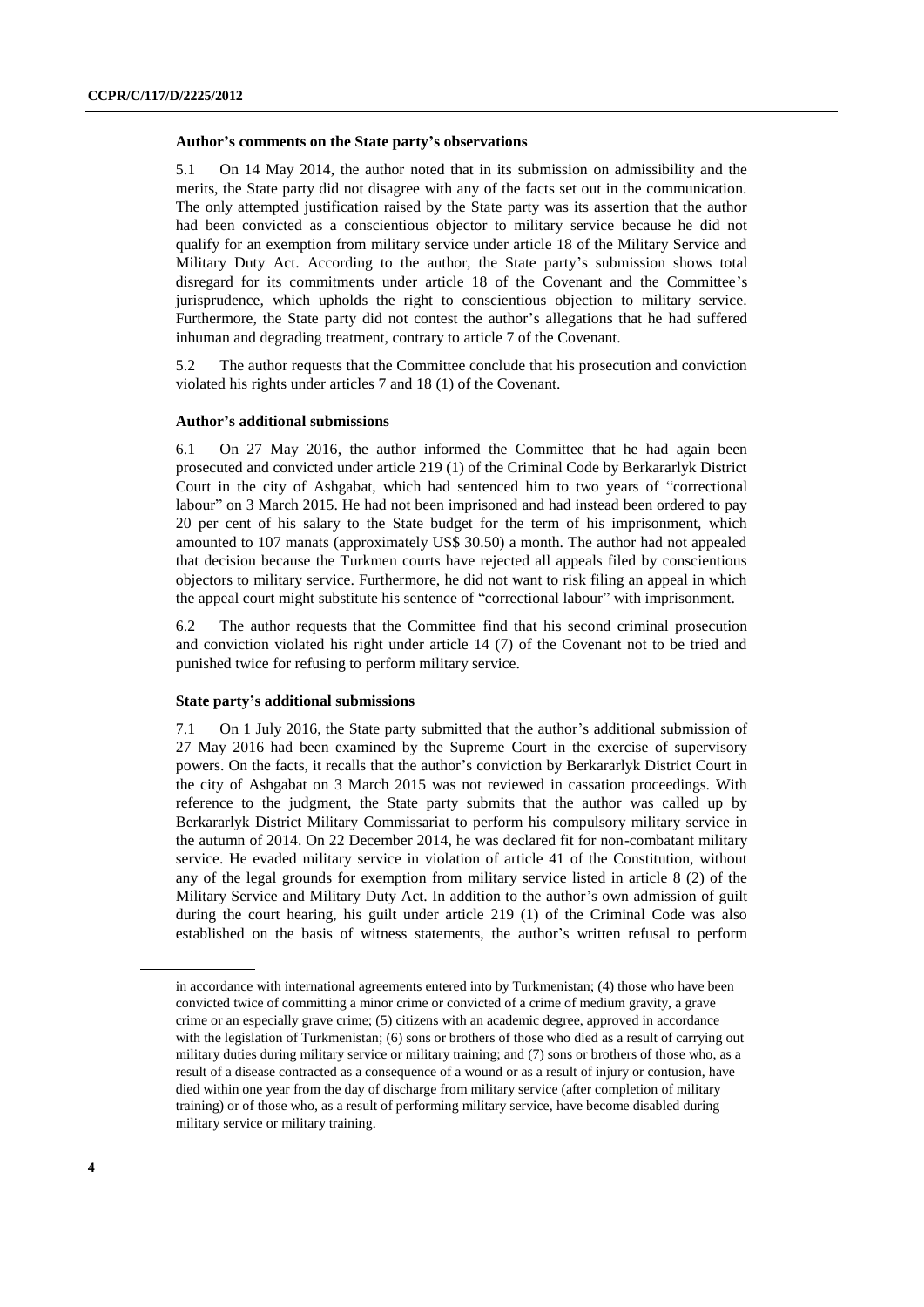### Author's comments on the State party's observations

5.1 On 14 May 2014, the author noted that in its submission on admissibility and the merits, the State party did not disagree with any of the facts set out in the communication. The only attempted justification raised by the State party was its assertion that the author had been convicted as a conscientious objector to military service because he did not qualify for an exemption from military service under article 18 of the Military Service and Military Duty Act. According to the author, the State party's submission shows total disregard for its commitments under article 18 of the Covenant and the Committee's jurisprudence, which upholds the right to conscientious objection to military service. Furthermore, the State party did not contest the author's allegations that he had suffered inhuman and degrading treatment, contrary to article 7 of the Covenant.

5.2 The author requests that the Committee conclude that his prosecution and conviction violated his rights under articles 7 and 18 (1) of the Covenant.

### Author's additional submissions

6.1 On 27 May 2016, the author informed the Committee that he had again been prosecuted and convicted under article 219 (1) of the Criminal Code by Berkararlyk District Court in the city of Ashgabat, which had sentenced him to two years of "correctional labour" on 3 March 2015. He had not been imprisoned and had instead been ordered to pay 20 per cent of his salary to the State budget for the term of his imprisonment, which amounted to 107 manats (approximately US$ 30.50) a month. The author had not appealed that decision because the Turkmen courts have rejected all appeals filed by conscientious objectors to military service. Furthermore, he did not want to risk filing an appeal in which the appeal court might substitute his sentence of "correctional labour" with imprisonment.

6.2 The author requests that the Committee find that his second criminal prosecution and conviction violated his right under article 14 (7) of the Covenant not to be tried and punished twice for refusing to perform military service.

### State party's additional submissions

7.1 On 1 July 2016, the State party submitted that the author's additional submission of 27 May 2016 had been examined by the Supreme Court in the exercise of supervisory powers. On the facts, it recalls that the author's conviction by Berkararlyk District Court in the city of Ashgabat on 3 March 2015 was not reviewed in cassation proceedings. With reference to the judgment, the State party submits that the author was called up by Berkararlyk District Military Commissariat to perform his compulsory military service in the autumn of 2014. On 22 December 2014, he was declared fit for non-combatant military service. He evaded military service in violation of article 41 of the Constitution, without any of the legal grounds for exemption from military service listed in article 8 (2) of the Military Service and Military Duty Act. In addition to the author's own admission of guilt during the court hearing, his guilt under article 219 (1) of the Criminal Code was also established on the basis of witness statements, the author's written refusal to perform

---

in accordance with international agreements entered into by Turkmenistan; (4) those who have been convicted twice of committing a minor crime or convicted of a crime of medium gravity, a grave crime or an especially grave crime; (5) citizens with an academic degree, approved in accordance with the legislation of Turkmenistan; (6) sons or brothers of those who died as a result of carrying out military duties during military service or military training; and (7) sons or brothers of those who, as a result of a disease contracted as a consequence of a wound or as a result of injury or contusion, have died within one year from the day of discharge from military service (after completion of military training) or of those who, as a result of performing military service, have become disabled during military service or military training.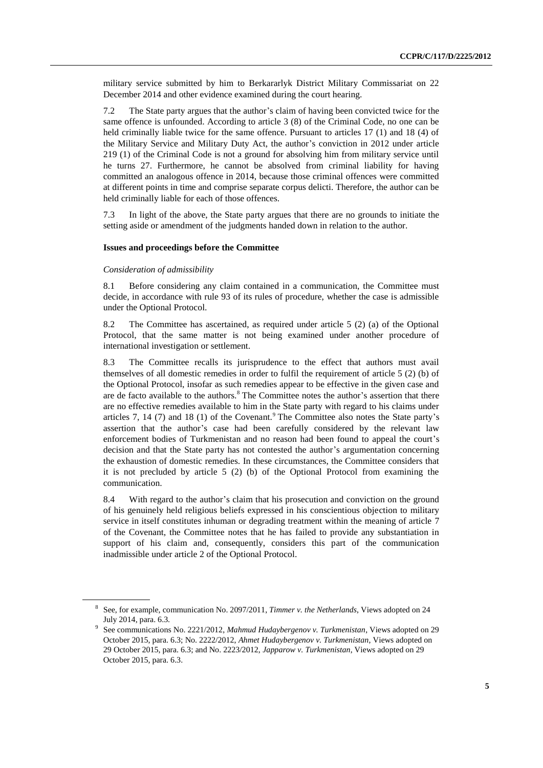military service submitted by him to Berkararlyk District Military Commissariat on 22 December 2014 and other evidence examined during the court hearing.

7.2 The State party argues that the author's claim of having been convicted twice for the same offence is unfounded. According to article 3 (8) of the Criminal Code, no one can be held criminally liable twice for the same offence. Pursuant to articles 17 (1) and 18 (4) of the Military Service and Military Duty Act, the author's conviction in 2012 under article 219 (1) of the Criminal Code is not a ground for absolving him from military service until he turns 27. Furthermore, he cannot be absolved from criminal liability for having committed an analogous offence in 2014, because those criminal offences were committed at different points in time and comprise separate corpus delicti. Therefore, the author can be held criminally liable for each of those offences.

7.3 In light of the above, the State party argues that there are no grounds to initiate the setting aside or amendment of the judgments handed down in relation to the author.

### Issues and proceedings before the Committee

*Consideration of admissibility*

8.1 Before considering any claim contained in a communication, the Committee must decide, in accordance with rule 93 of its rules of procedure, whether the case is admissible under the Optional Protocol.

8.2 The Committee has ascertained, as required under article 5 (2) (a) of the Optional Protocol, that the same matter is not being examined under another procedure of international investigation or settlement.

8.3 The Committee recalls its jurisprudence to the effect that authors must avail themselves of all domestic remedies in order to fulfil the requirement of article 5 (2) (b) of the Optional Protocol, insofar as such remedies appear to be effective in the given case and are de facto available to the authors.[8] The Committee notes the author's assertion that there are no effective remedies available to him in the State party with regard to his claims under articles 7, 14 (7) and 18 (1) of the Covenant.[9] The Committee also notes the State party's assertion that the author's case had been carefully considered by the relevant law enforcement bodies of Turkmenistan and no reason had been found to appeal the court's decision and that the State party has not contested the author's argumentation concerning the exhaustion of domestic remedies. In these circumstances, the Committee considers that it is not precluded by article 5 (2) (b) of the Optional Protocol from examining the communication.

8.4 With regard to the author's claim that his prosecution and conviction on the ground of his genuinely held religious beliefs expressed in his conscientious objection to military service in itself constitutes inhuman or degrading treatment within the meaning of article 7 of the Covenant, the Committee notes that he has failed to provide any substantiation in support of his claim and, consequently, considers this part of the communication inadmissible under article 2 of the Optional Protocol.

---

[8] See, for example, communication No. 2097/2011, *Timmer v. the Netherlands*, Views adopted on 24 July 2014, para. 6.3.

[9] See communications No. 2221/2012, *Mahmud Hudaybergenov v. Turkmenistan*, Views adopted on 29 October 2015, para. 6.3; No. 2222/2012, *Ahmet Hudaybergenov v. Turkmenistan*, Views adopted on 29 October 2015, para. 6.3; and No. 2223/2012, *Japparow v. Turkmenistan*, Views adopted on 29 October 2015, para. 6.3.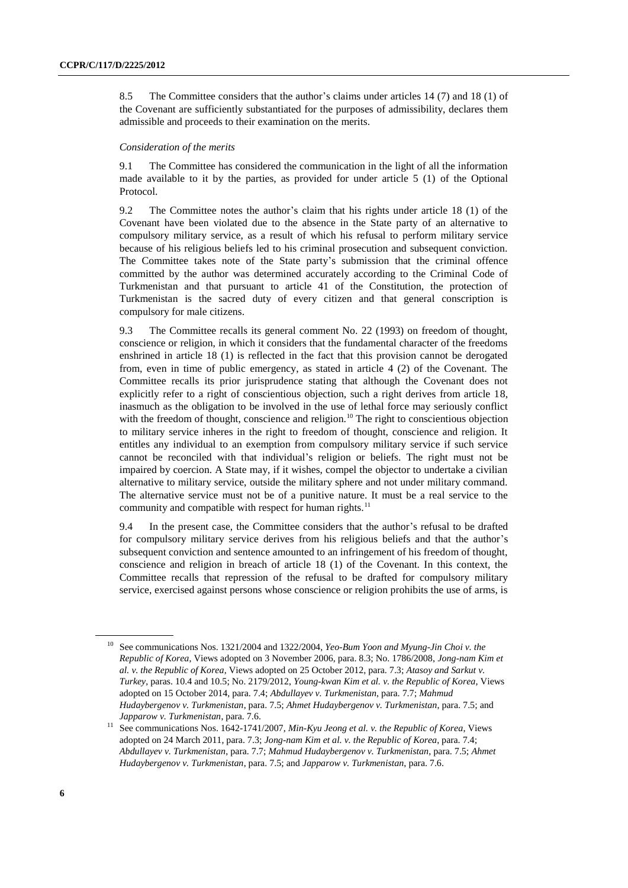8.5 The Committee considers that the author's claims under articles 14 (7) and 18 (1) of the Covenant are sufficiently substantiated for the purposes of admissibility, declares them admissible and proceeds to their examination on the merits.

*Consideration of the merits*

9.1 The Committee has considered the communication in the light of all the information made available to it by the parties, as provided for under article 5 (1) of the Optional Protocol.

9.2 The Committee notes the author's claim that his rights under article 18 (1) of the Covenant have been violated due to the absence in the State party of an alternative to compulsory military service, as a result of which his refusal to perform military service because of his religious beliefs led to his criminal prosecution and subsequent conviction. The Committee takes note of the State party's submission that the criminal offence committed by the author was determined accurately according to the Criminal Code of Turkmenistan and that pursuant to article 41 of the Constitution, the protection of Turkmenistan is the sacred duty of every citizen and that general conscription is compulsory for male citizens.

9.3 The Committee recalls its general comment No. 22 (1993) on freedom of thought, conscience or religion, in which it considers that the fundamental character of the freedoms enshrined in article 18 (1) is reflected in the fact that this provision cannot be derogated from, even in time of public emergency, as stated in article 4 (2) of the Covenant. The Committee recalls its prior jurisprudence stating that although the Covenant does not explicitly refer to a right of conscientious objection, such a right derives from article 18, inasmuch as the obligation to be involved in the use of lethal force may seriously conflict with the freedom of thought, conscience and religion.[10] The right to conscientious objection to military service inheres in the right to freedom of thought, conscience and religion. It entitles any individual to an exemption from compulsory military service if such service cannot be reconciled with that individual's religion or beliefs. The right must not be impaired by coercion. A State may, if it wishes, compel the objector to undertake a civilian alternative to military service, outside the military sphere and not under military command. The alternative service must not be of a punitive nature. It must be a real service to the community and compatible with respect for human rights.[11]

9.4 In the present case, the Committee considers that the author's refusal to be drafted for compulsory military service derives from his religious beliefs and that the author's subsequent conviction and sentence amounted to an infringement of his freedom of thought, conscience and religion in breach of article 18 (1) of the Covenant. In this context, the Committee recalls that repression of the refusal to be drafted for compulsory military service, exercised against persons whose conscience or religion prohibits the use of arms, is

---

[10] See communications Nos. 1321/2004 and 1322/2004, *Yeo-Bum Yoon and Myung-Jin Choi v. the Republic of Korea*, Views adopted on 3 November 2006, para. 8.3; No. 1786/2008, *Jong-nam Kim et al. v. the Republic of Korea*, Views adopted on 25 October 2012, para. 7.3; *Atasoy and Sarkut v. Turkey*, paras. 10.4 and 10.5; No. 2179/2012, *Young-kwan Kim et al. v. the Republic of Korea*, Views adopted on 15 October 2014, para. 7.4; *Abdullayev v. Turkmenistan*, para. 7.7; *Mahmud Hudaybergenov v. Turkmenistan*, para. 7.5; *Ahmet Hudaybergenov v. Turkmenistan*, para. 7.5; and *Japparow v. Turkmenistan*, para. 7.6.

[11] See communications Nos. 1642-1741/2007, *Min-Kyu Jeong et al. v. the Republic of Korea*, Views adopted on 24 March 2011, para. 7.3; *Jong-nam Kim et al. v. the Republic of Korea*, para. 7.4; *Abdullayev v. Turkmenistan*, para. 7.7; *Mahmud Hudaybergenov v. Turkmenistan*, para. 7.5; *Ahmet Hudaybergenov v. Turkmenistan*, para. 7.5; and *Japparow v. Turkmenistan*, para. 7.6.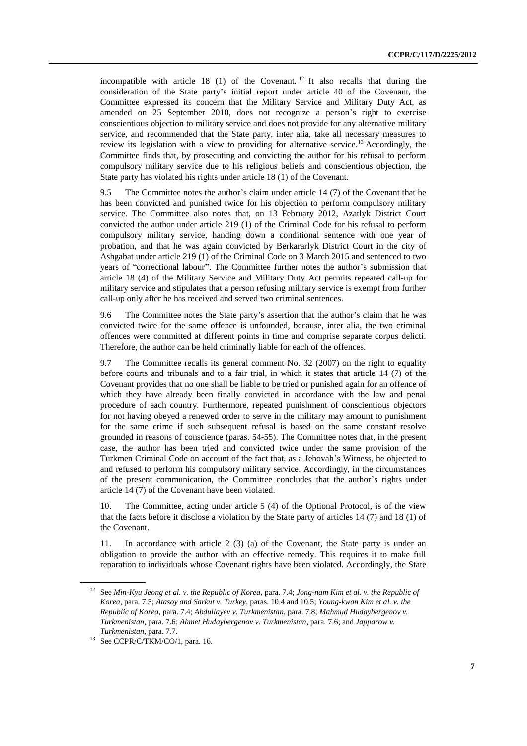incompatible with article 18 (1) of the Covenant.[12] It also recalls that during the consideration of the State party's initial report under article 40 of the Covenant, the Committee expressed its concern that the Military Service and Military Duty Act, as amended on 25 September 2010, does not recognize a person's right to exercise conscientious objection to military service and does not provide for any alternative military service, and recommended that the State party, inter alia, take all necessary measures to review its legislation with a view to providing for alternative service.[13] Accordingly, the Committee finds that, by prosecuting and convicting the author for his refusal to perform compulsory military service due to his religious beliefs and conscientious objection, the State party has violated his rights under article 18 (1) of the Covenant.

9.5 The Committee notes the author's claim under article 14 (7) of the Covenant that he has been convicted and punished twice for his objection to perform compulsory military service. The Committee also notes that, on 13 February 2012, Azatlyk District Court convicted the author under article 219 (1) of the Criminal Code for his refusal to perform compulsory military service, handing down a conditional sentence with one year of probation, and that he was again convicted by Berkararlyk District Court in the city of Ashgabat under article 219 (1) of the Criminal Code on 3 March 2015 and sentenced to two years of "correctional labour". The Committee further notes the author's submission that article 18 (4) of the Military Service and Military Duty Act permits repeated call-up for military service and stipulates that a person refusing military service is exempt from further call-up only after he has received and served two criminal sentences.

9.6 The Committee notes the State party's assertion that the author's claim that he was convicted twice for the same offence is unfounded, because, inter alia, the two criminal offences were committed at different points in time and comprise separate corpus delicti. Therefore, the author can be held criminally liable for each of the offences.

9.7 The Committee recalls its general comment No. 32 (2007) on the right to equality before courts and tribunals and to a fair trial, in which it states that article 14 (7) of the Covenant provides that no one shall be liable to be tried or punished again for an offence of which they have already been finally convicted in accordance with the law and penal procedure of each country. Furthermore, repeated punishment of conscientious objectors for not having obeyed a renewed order to serve in the military may amount to punishment for the same crime if such subsequent refusal is based on the same constant resolve grounded in reasons of conscience (paras. 54-55). The Committee notes that, in the present case, the author has been tried and convicted twice under the same provision of the Turkmen Criminal Code on account of the fact that, as a Jehovah's Witness, he objected to and refused to perform his compulsory military service. Accordingly, in the circumstances of the present communication, the Committee concludes that the author's rights under article 14 (7) of the Covenant have been violated.

10. The Committee, acting under article 5 (4) of the Optional Protocol, is of the view that the facts before it disclose a violation by the State party of articles 14 (7) and 18 (1) of the Covenant.

11. In accordance with article 2 (3) (a) of the Covenant, the State party is under an obligation to provide the author with an effective remedy. This requires it to make full reparation to individuals whose Covenant rights have been violated. Accordingly, the State

---

[12] See *Min-Kyu Jeong et al. v. the Republic of Korea*, para. 7.4; *Jong-nam Kim et al. v. the Republic of Korea*, para. 7.5; *Atasoy and Sarkut v. Turkey*, paras. 10.4 and 10.5; *Young-kwan Kim et al. v. the Republic of Korea*, para. 7.4; *Abdullayev v. Turkmenistan*, para. 7.8; *Mahmud Hudaybergenov v. Turkmenistan*, para. 7.6; *Ahmet Hudaybergenov v. Turkmenistan*, para. 7.6; and *Japparow v. Turkmenistan*, para. 7.7.

[13] See CCPR/C/TKM/CO/1, para. 16.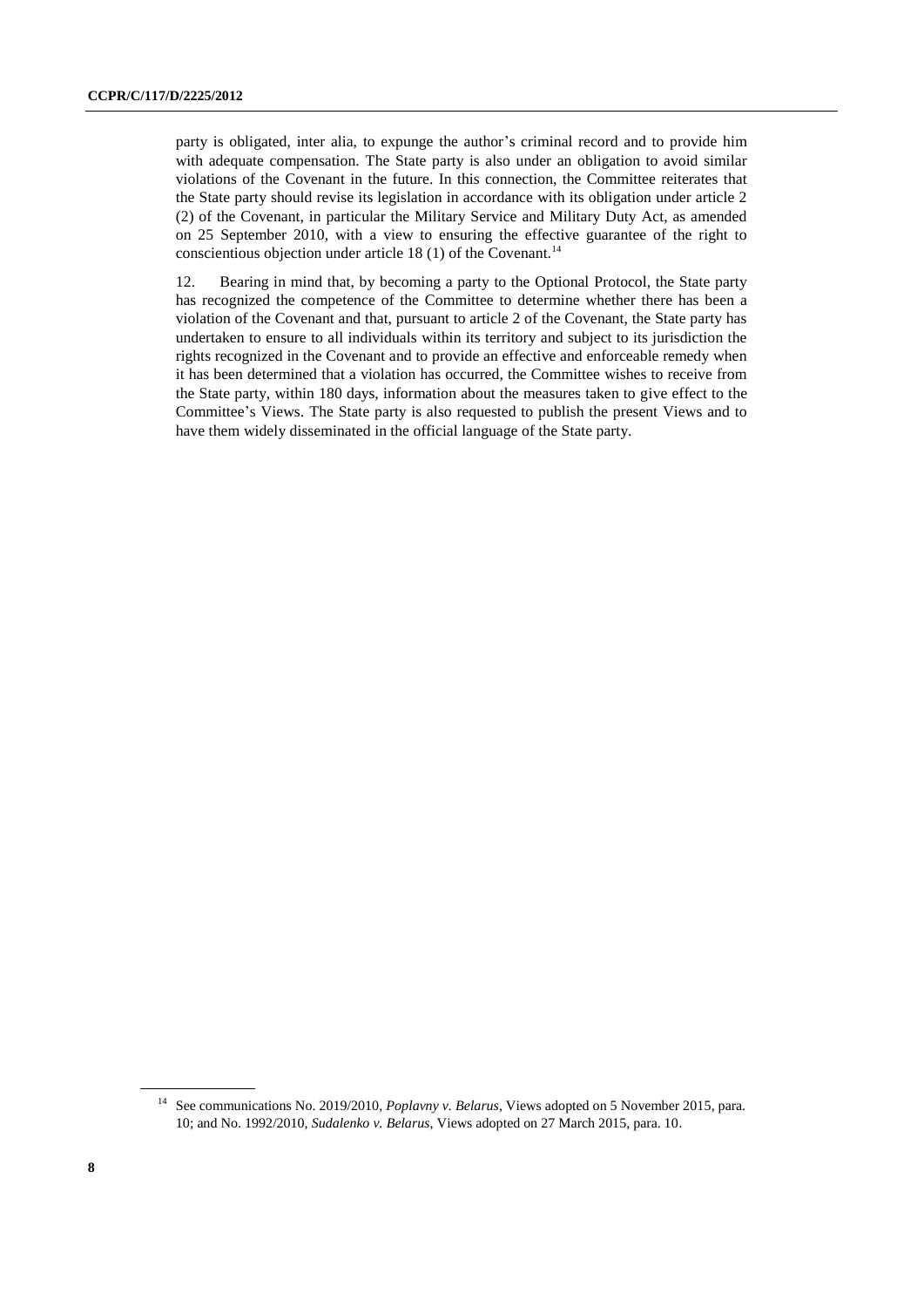party is obligated, inter alia, to expunge the author's criminal record and to provide him with adequate compensation. The State party is also under an obligation to avoid similar violations of the Covenant in the future. In this connection, the Committee reiterates that the State party should revise its legislation in accordance with its obligation under article 2 (2) of the Covenant, in particular the Military Service and Military Duty Act, as amended on 25 September 2010, with a view to ensuring the effective guarantee of the right to conscientious objection under article 18 (1) of the Covenant.[14]

12. Bearing in mind that, by becoming a party to the Optional Protocol, the State party has recognized the competence of the Committee to determine whether there has been a violation of the Covenant and that, pursuant to article 2 of the Covenant, the State party has undertaken to ensure to all individuals within its territory and subject to its jurisdiction the rights recognized in the Covenant and to provide an effective and enforceable remedy when it has been determined that a violation has occurred, the Committee wishes to receive from the State party, within 180 days, information about the measures taken to give effect to the Committee's Views. The State party is also requested to publish the present Views and to have them widely disseminated in the official language of the State party.

---

[14] See communications No. 2019/2010, *Poplavny v. Belarus*, Views adopted on 5 November 2015, para. 10; and No. 1992/2010, *Sudalenko v. Belarus*, Views adopted on 27 March 2015, para. 10.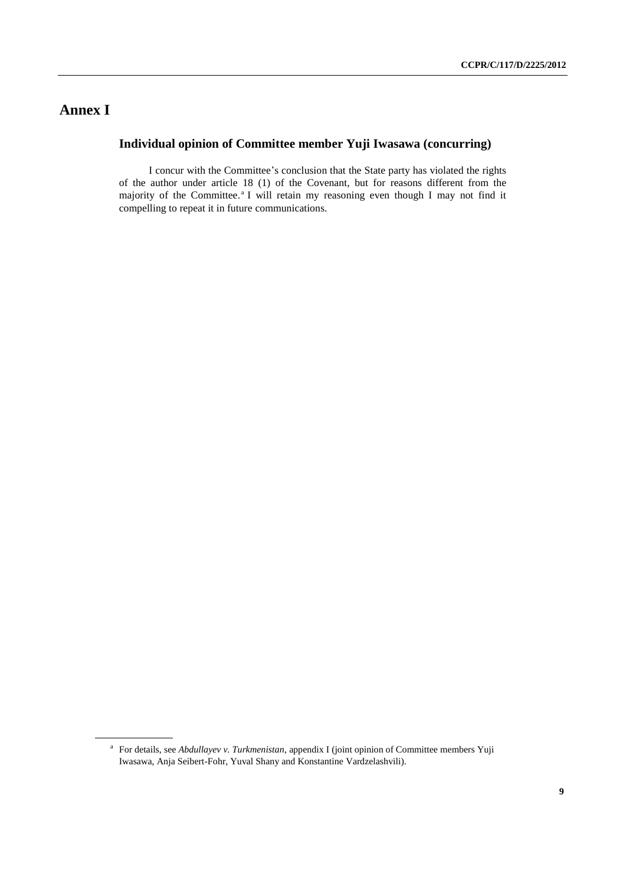# Annex I

## Individual opinion of Committee member Yuji Iwasawa (concurring)

I concur with the Committee's conclusion that the State party has violated the rights of the author under article 18 (1) of the Covenant, but for reasons different from the majority of the Committee.[a] I will retain my reasoning even though I may not find it compelling to repeat it in future communications.

[a] For details, see *Abdullayev v. Turkmenistan*, appendix I (joint opinion of Committee members Yuji Iwasawa, Anja Seibert-Fohr, Yuval Shany and Konstantine Vardzelashvili).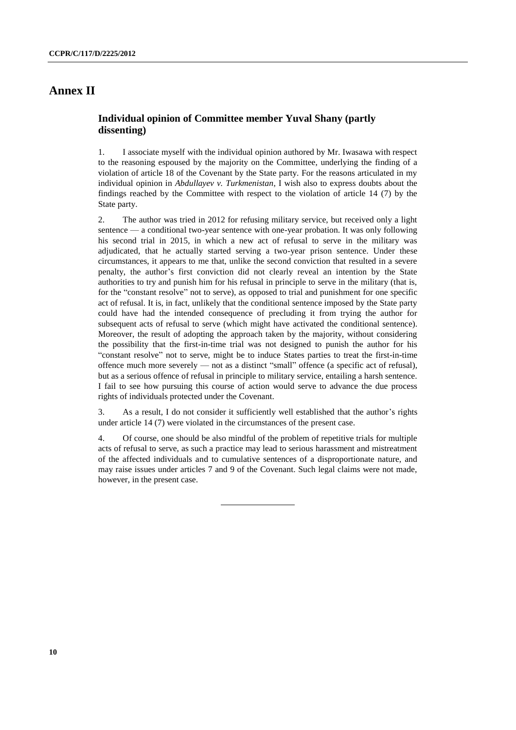# Annex II

## Individual opinion of Committee member Yuval Shany (partly dissenting)

1. I associate myself with the individual opinion authored by Mr. Iwasawa with respect to the reasoning espoused by the majority on the Committee, underlying the finding of a violation of article 18 of the Covenant by the State party. For the reasons articulated in my individual opinion in *Abdullayev v. Turkmenistan*, I wish also to express doubts about the findings reached by the Committee with respect to the violation of article 14 (7) by the State party.

2. The author was tried in 2012 for refusing military service, but received only a light sentence — a conditional two-year sentence with one-year probation. It was only following his second trial in 2015, in which a new act of refusal to serve in the military was adjudicated, that he actually started serving a two-year prison sentence. Under these circumstances, it appears to me that, unlike the second conviction that resulted in a severe penalty, the author's first conviction did not clearly reveal an intention by the State authorities to try and punish him for his refusal in principle to serve in the military (that is, for the "constant resolve" not to serve), as opposed to trial and punishment for one specific act of refusal. It is, in fact, unlikely that the conditional sentence imposed by the State party could have had the intended consequence of precluding it from trying the author for subsequent acts of refusal to serve (which might have activated the conditional sentence). Moreover, the result of adopting the approach taken by the majority, without considering the possibility that the first-in-time trial was not designed to punish the author for his "constant resolve" not to serve, might be to induce States parties to treat the first-in-time offence much more severely — not as a distinct "small" offence (a specific act of refusal), but as a serious offence of refusal in principle to military service, entailing a harsh sentence. I fail to see how pursuing this course of action would serve to advance the due process rights of individuals protected under the Covenant.

3. As a result, I do not consider it sufficiently well established that the author's rights under article 14 (7) were violated in the circumstances of the present case.

4. Of course, one should be also mindful of the problem of repetitive trials for multiple acts of refusal to serve, as such a practice may lead to serious harassment and mistreatment of the affected individuals and to cumulative sentences of a disproportionate nature, and may raise issues under articles 7 and 9 of the Covenant. Such legal claims were not made, however, in the present case.